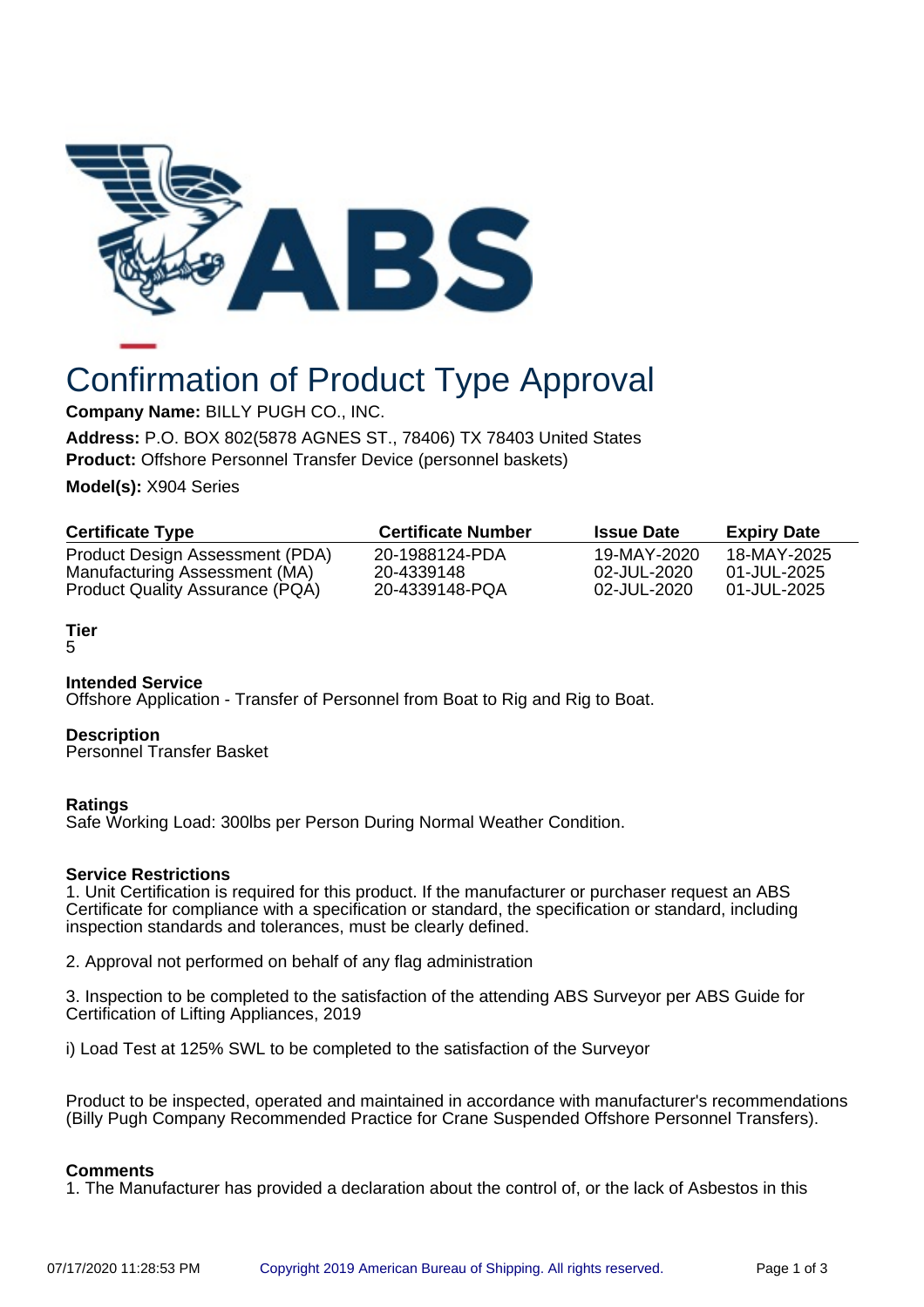# Confirmation of Product Type Approval

**Company Name:** BILLY PUGH CO., INC.

**Address:** P.O. BOX 802(5878 AGNES ST., 78406) TX 78403 United States

**Product:** Offshore Personnel Transfer Device (personnel baskets)

**Model(s):** X904 Series

| Certificate Type | Certificate Number | Issue Date | Expiry Date |
|---|---|---|---|
| Product Design Assessment (PDA) | 20-1988124-PDA | 19-MAY-2020 | 18-MAY-2025 |
| Manufacturing Assessment (MA) | 20-4339148 | 02-JUL-2020 | 01-JUL-2025 |
| Product Quality Assurance (PQA) | 20-4339148-PQA | 02-JUL-2020 | 01-JUL-2025 |

**Tier**

5

**Intended Service**

Offshore Application - Transfer of Personnel from Boat to Rig and Rig to Boat.

**Description**

Personnel Transfer Basket

**Ratings**

Safe Working Load: 300lbs per Person During Normal Weather Condition.

**Service Restrictions**

1. Unit Certification is required for this product. If the manufacturer or purchaser request an ABS Certificate for compliance with a specification or standard, the specification or standard, including inspection standards and tolerances, must be clearly defined.

2. Approval not performed on behalf of any flag administration

3. Inspection to be completed to the satisfaction of the attending ABS Surveyor per ABS Guide for Certification of Lifting Appliances, 2019

i) Load Test at 125% SWL to be completed to the satisfaction of the Surveyor

Product to be inspected, operated and maintained in accordance with manufacturer's recommendations (Billy Pugh Company Recommended Practice for Crane Suspended Offshore Personnel Transfers).

**Comments**

1. The Manufacturer has provided a declaration about the control of, or the lack of Asbestos in this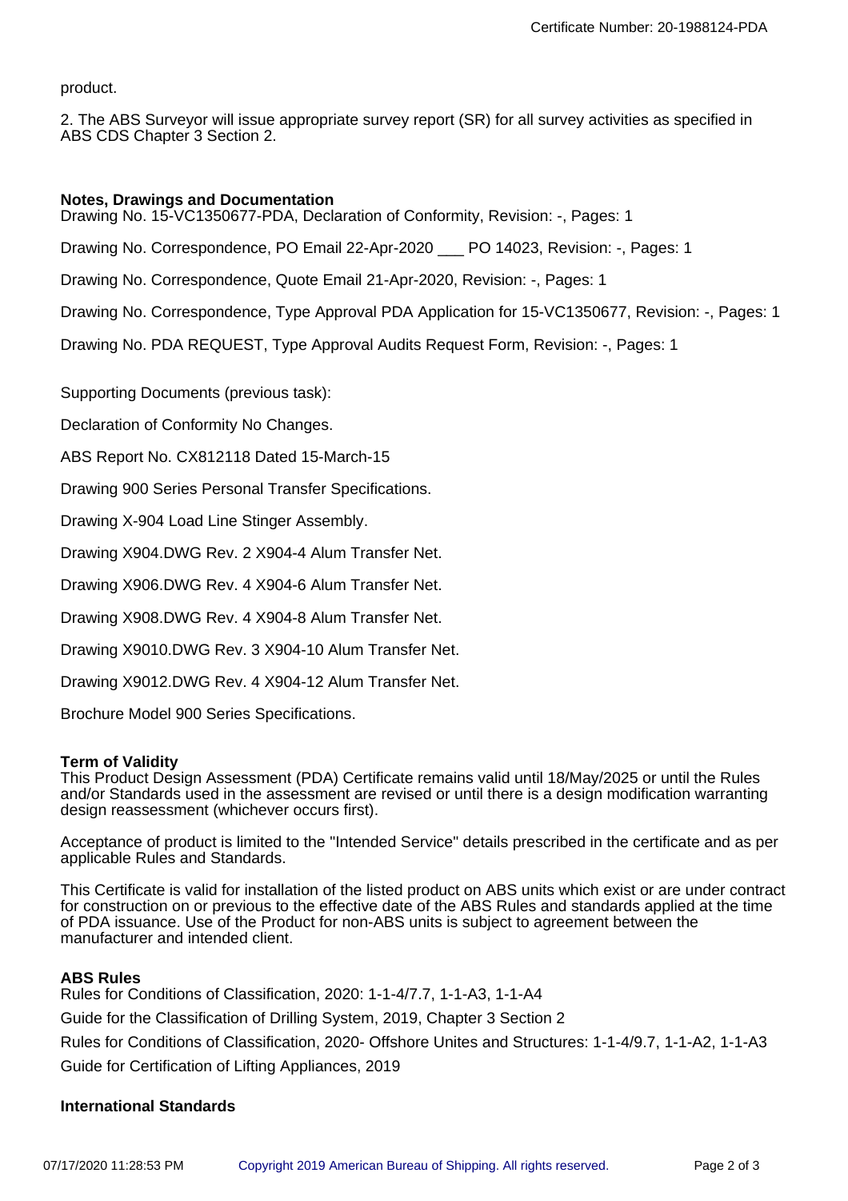product.

2. The ABS Surveyor will issue appropriate survey report (SR) for all survey activities as specified in ABS CDS Chapter 3 Section 2.

**Notes, Drawings and Documentation**

Drawing No. 15-VC1350677-PDA, Declaration of Conformity, Revision: -, Pages: 1

Drawing No. Correspondence, PO Email 22-Apr-2020 ___ PO 14023, Revision: -, Pages: 1

Drawing No. Correspondence, Quote Email 21-Apr-2020, Revision: -, Pages: 1

Drawing No. Correspondence, Type Approval PDA Application for 15-VC1350677, Revision: -, Pages: 1

Drawing No. PDA REQUEST, Type Approval Audits Request Form, Revision: -, Pages: 1

Supporting Documents (previous task):

Declaration of Conformity No Changes.

ABS Report No. CX812118 Dated 15-March-15

Drawing 900 Series Personal Transfer Specifications.

Drawing X-904 Load Line Stinger Assembly.

Drawing X904.DWG Rev. 2 X904-4 Alum Transfer Net.

Drawing X906.DWG Rev. 4 X904-6 Alum Transfer Net.

Drawing X908.DWG Rev. 4 X904-8 Alum Transfer Net.

Drawing X9010.DWG Rev. 3 X904-10 Alum Transfer Net.

Drawing X9012.DWG Rev. 4 X904-12 Alum Transfer Net.

Brochure Model 900 Series Specifications.

**Term of Validity**

This Product Design Assessment (PDA) Certificate remains valid until 18/May/2025 or until the Rules and/or Standards used in the assessment are revised or until there is a design modification warranting design reassessment (whichever occurs first).

Acceptance of product is limited to the "Intended Service" details prescribed in the certificate and as per applicable Rules and Standards.

This Certificate is valid for installation of the listed product on ABS units which exist or are under contract for construction on or previous to the effective date of the ABS Rules and standards applied at the time of PDA issuance. Use of the Product for non-ABS units is subject to agreement between the manufacturer and intended client.

**ABS Rules**

Rules for Conditions of Classification, 2020: 1-1-4/7.7, 1-1-A3, 1-1-A4

Guide for the Classification of Drilling System, 2019, Chapter 3 Section 2

Rules for Conditions of Classification, 2020- Offshore Unites and Structures: 1-1-4/9.7, 1-1-A2, 1-1-A3

Guide for Certification of Lifting Appliances, 2019

**International Standards**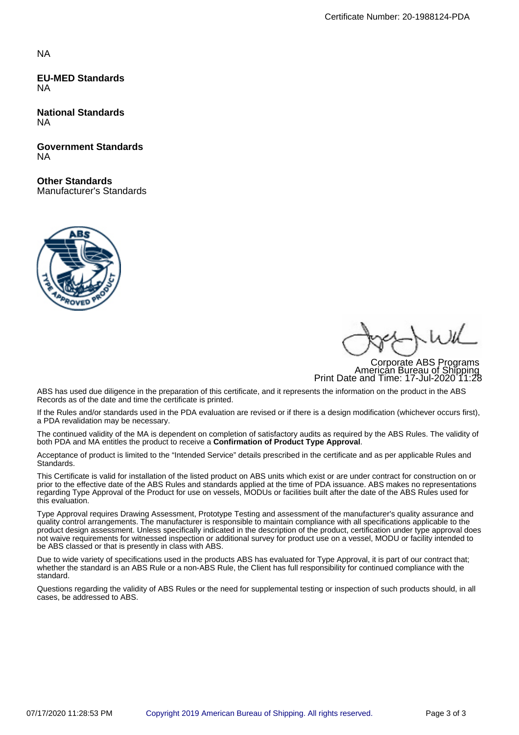NA

**EU-MED Standards**
NA

**National Standards**
NA

**Government Standards**
NA

**Other Standards**
Manufacturer's Standards

Corporate ABS Programs
American Bureau of Shipping
Print Date and Time: 17-Jul-2020 11:28

ABS has used due diligence in the preparation of this certificate, and it represents the information on the product in the ABS Records as of the date and time the certificate is printed.

If the Rules and/or standards used in the PDA evaluation are revised or if there is a design modification (whichever occurs first), a PDA revalidation may be necessary.

The continued validity of the MA is dependent on completion of satisfactory audits as required by the ABS Rules. The validity of both PDA and MA entitles the product to receive a **Confirmation of Product Type Approval**.

Acceptance of product is limited to the "Intended Service" details prescribed in the certificate and as per applicable Rules and Standards.

This Certificate is valid for installation of the listed product on ABS units which exist or are under contract for construction on or prior to the effective date of the ABS Rules and standards applied at the time of PDA issuance. ABS makes no representations regarding Type Approval of the Product for use on vessels, MODUs or facilities built after the date of the ABS Rules used for this evaluation.

Type Approval requires Drawing Assessment, Prototype Testing and assessment of the manufacturer's quality assurance and quality control arrangements. The manufacturer is responsible to maintain compliance with all specifications applicable to the product design assessment. Unless specifically indicated in the description of the product, certification under type approval does not waive requirements for witnessed inspection or additional survey for product use on a vessel, MODU or facility intended to be ABS classed or that is presently in class with ABS.

Due to wide variety of specifications used in the products ABS has evaluated for Type Approval, it is part of our contract that; whether the standard is an ABS Rule or a non-ABS Rule, the Client has full responsibility for continued compliance with the standard.

Questions regarding the validity of ABS Rules or the need for supplemental testing or inspection of such products should, in all cases, be addressed to ABS.